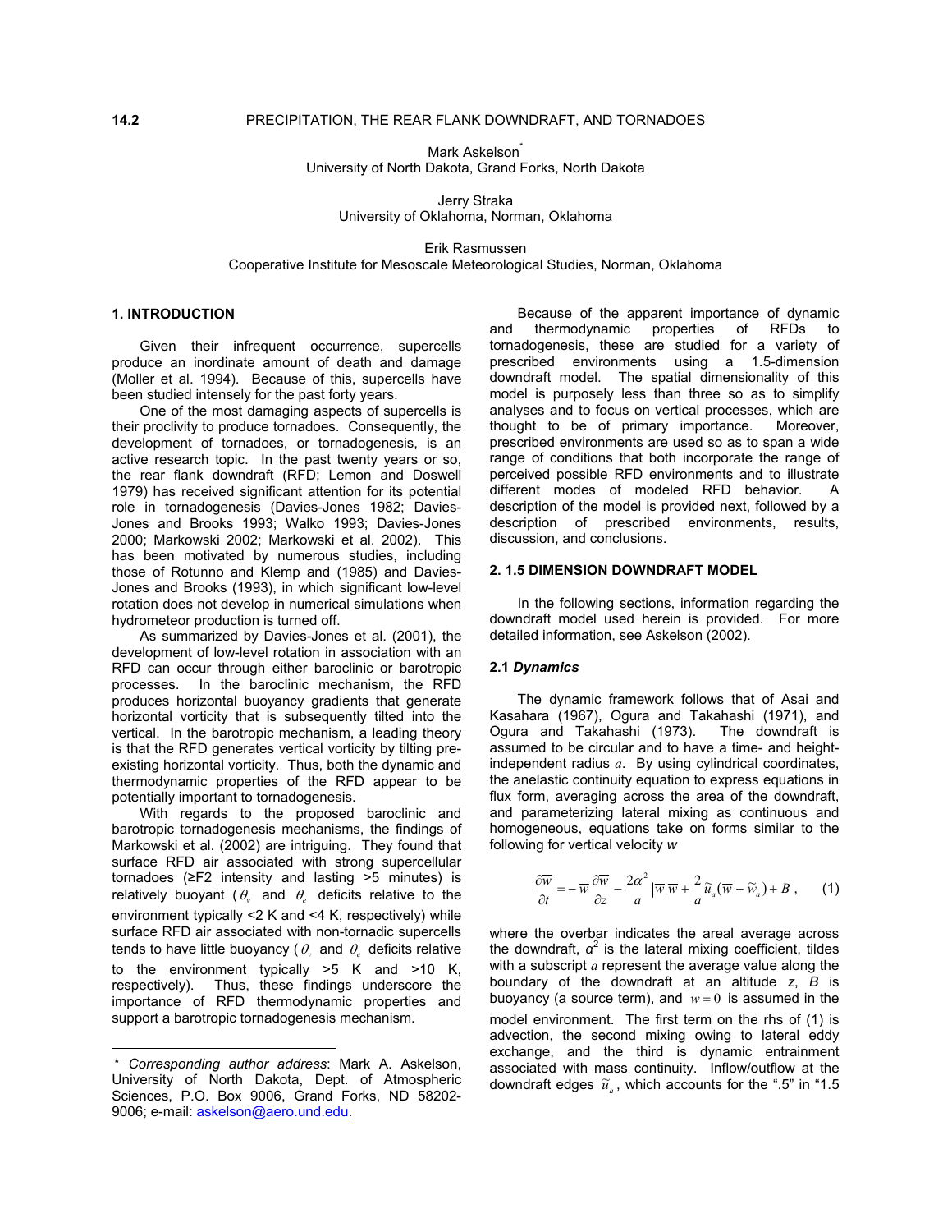**14.2 PRECIPITATION, THE REAR FLANK DOWNDRAFT, AND TORNADOES**

Mark Askelson[*]
University of North Dakota, Grand Forks, North Dakota

Jerry Straka
University of Oklahoma, Norman, Oklahoma

Erik Rasmussen
Cooperative Institute for Mesoscale Meteorological Studies, Norman, Oklahoma

## 1. INTRODUCTION

Given their infrequent occurrence, supercells produce an inordinate amount of death and damage (Moller et al. 1994). Because of this, supercells have been studied intensely for the past forty years.

One of the most damaging aspects of supercells is their proclivity to produce tornadoes. Consequently, the development of tornadoes, or tornadogenesis, is an active research topic. In the past twenty years or so, the rear flank downdraft (RFD; Lemon and Doswell 1979) has received significant attention for its potential role in tornadogenesis (Davies-Jones 1982; Davies-Jones and Brooks 1993; Walko 1993; Davies-Jones 2000; Markowski 2002; Markowski et al. 2002). This has been motivated by numerous studies, including those of Rotunno and Klemp and (1985) and Davies-Jones and Brooks (1993), in which significant low-level rotation does not develop in numerical simulations when hydrometeor production is turned off.

As summarized by Davies-Jones et al. (2001), the development of low-level rotation in association with an RFD can occur through either baroclinic or barotropic processes. In the baroclinic mechanism, the RFD produces horizontal buoyancy gradients that generate horizontal vorticity that is subsequently tilted into the vertical. In the barotropic mechanism, a leading theory is that the RFD generates vertical vorticity by tilting pre-existing horizontal vorticity. Thus, both the dynamic and thermodynamic properties of the RFD appear to be potentially important to tornadogenesis.

With regards to the proposed baroclinic and barotropic tornadogenesis mechanisms, the findings of Markowski et al. (2002) are intriguing. They found that surface RFD air associated with strong supercellular tornadoes (≥F2 intensity and lasting >5 minutes) is relatively buoyant ($\theta_v$ and $\theta_e$ deficits relative to the environment typically <2 K and <4 K, respectively) while surface RFD air associated with non-tornadic supercells tends to have little buoyancy ($\theta_v$ and $\theta_e$ deficits relative to the environment typically >5 K and >10 K, respectively). Thus, these findings underscore the importance of RFD thermodynamic properties and support a barotropic tornadogenesis mechanism.

Because of the apparent importance of dynamic and thermodynamic properties of RFDs to tornadogenesis, these are studied for a variety of prescribed environments using a 1.5-dimension downdraft model. The spatial dimensionality of this model is purposely less than three so as to simplify analyses and to focus on vertical processes, which are thought to be of primary importance. Moreover, prescribed environments are used so as to span a wide range of conditions that both incorporate the range of perceived possible RFD environments and to illustrate different modes of modeled RFD behavior. A description of the model is provided next, followed by a description of prescribed environments, results, discussion, and conclusions.

## 2. 1.5 DIMENSION DOWNDRAFT MODEL

In the following sections, information regarding the downdraft model used herein is provided. For more detailed information, see Askelson (2002).

### 2.1 *Dynamics*

The dynamic framework follows that of Asai and Kasahara (1967), Ogura and Takahashi (1971), and Ogura and Takahashi (1973). The downdraft is assumed to be circular and to have a time- and height-independent radius $a$. By using cylindrical coordinates, the anelastic continuity equation to express equations in flux form, averaging across the area of the downdraft, and parameterizing lateral mixing as continuous and homogeneous, equations take on forms similar to the following for vertical velocity $w$

$$\frac{\partial \overline{w}}{\partial t} = -\overline{w}\frac{\partial \overline{w}}{\partial z} - \frac{2\alpha^2}{a}\left|\overline{w}\right|\overline{w} + \frac{2}{a}\tilde{u}_a(\overline{w} - \tilde{w}_a) + B \ , \qquad (1)$$

where the overbar indicates the areal average across the downdraft, $\alpha^2$ is the lateral mixing coefficient, tildes with a subscript $a$ represent the average value along the boundary of the downdraft at an altitude $z$, $B$ is buoyancy (a source term), and $w = 0$ is assumed in the model environment. The first term on the rhs of (1) is advection, the second mixing owing to lateral eddy exchange, and the third is dynamic entrainment associated with mass continuity. Inflow/outflow at the downdraft edges $\tilde{u}_a$, which accounts for the ".5" in "1.5

---

[*] *Corresponding author address*: Mark A. Askelson, University of North Dakota, Dept. of Atmospheric Sciences, P.O. Box 9006, Grand Forks, ND 58202-9006; e-mail: askelson@aero.und.edu.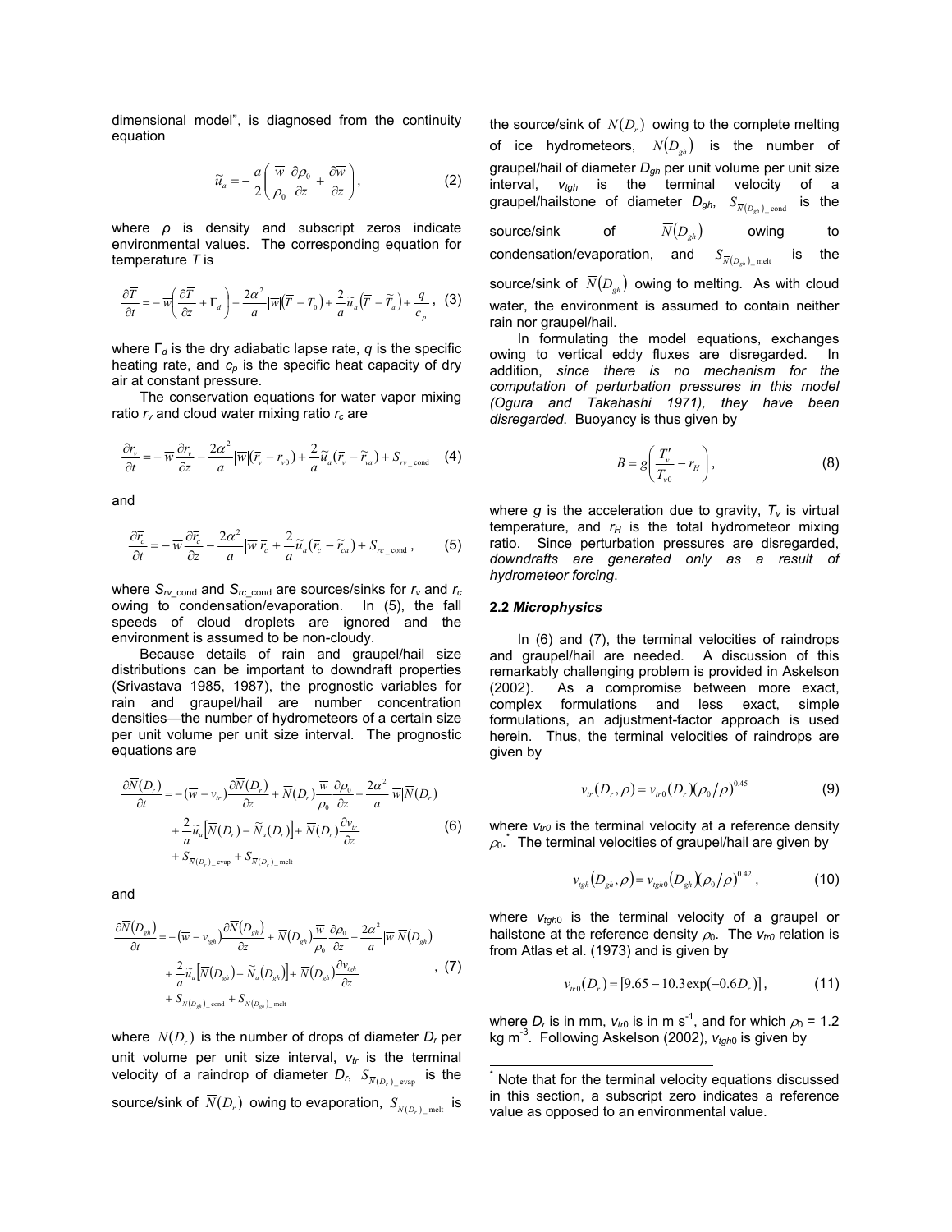dimensional model", is diagnosed from the continuity equation

$$\widetilde{u}_a = -\frac{a}{2}\left(\frac{\overline{w}}{\rho_0}\frac{\partial \rho_0}{\partial z} + \frac{\partial \overline{w}}{\partial z}\right), \tag{2}$$

where $\rho$ is density and subscript zeros indicate environmental values. The corresponding equation for temperature $T$ is

$$\frac{\partial \overline{T}}{\partial t} = -\overline{w}\left(\frac{\partial \overline{T}}{\partial z} + \Gamma_d\right) - \frac{2\alpha^2}{a}|\overline{w}|\left(\overline{T} - T_0\right) + \frac{2}{a}\widetilde{u}_a\left(\overline{T} - \widetilde{T}_a\right) + \frac{q}{c_p}, \tag{3}$$

where $\Gamma_d$ is the dry adiabatic lapse rate, $q$ is the specific heating rate, and $c_p$ is the specific heat capacity of dry air at constant pressure.

The conservation equations for water vapor mixing ratio $r_v$ and cloud water mixing ratio $r_c$ are

$$\frac{\partial \overline{r}_v}{\partial t} = -\overline{w}\frac{\partial \overline{r}_v}{\partial z} - \frac{2\alpha^2}{a}|\overline{w}|\left(\overline{r}_v - r_{v0}\right) + \frac{2}{a}\widetilde{u}_a\left(\overline{r}_v - \widetilde{r}_{va}\right) + S_{rv\_\mathrm{cond}} \tag{4}$$

and

$$\frac{\partial \overline{r}_c}{\partial t} = -\overline{w}\frac{\partial \overline{r}_c}{\partial z} - \frac{2\alpha^2}{a}|\overline{w}|\overline{r}_c + \frac{2}{a}\widetilde{u}_a\left(\overline{r}_c - \widetilde{r}_{ca}\right) + S_{rc\_\mathrm{cond}}, \tag{5}$$

where $S_{rv\_\mathrm{cond}}$ and $S_{rc\_\mathrm{cond}}$ are sources/sinks for $r_v$ and $r_c$ owing to condensation/evaporation. In (5), the fall speeds of cloud droplets are ignored and the environment is assumed to be non-cloudy.

Because details of rain and graupel/hail size distributions can be important to downdraft properties (Srivastava 1985, 1987), the prognostic variables for rain and graupel/hail are number concentration densities—the number of hydrometeors of a certain size per unit volume per unit size interval. The prognostic equations are

$$\begin{aligned}\frac{\partial \overline{N}(D_r)}{\partial t} = &-\left(\overline{w} - v_{tr}\right)\frac{\partial \overline{N}(D_r)}{\partial z} + \overline{N}(D_r)\frac{\overline{w}}{\rho_0}\frac{\partial \rho_0}{\partial z} - \frac{2\alpha^2}{a}|\overline{w}|\overline{N}(D_r) \\ &+ \frac{2}{a}\widetilde{u}_a\left[\overline{N}(D_r) - \widetilde{N}_a(D_r)\right] + \overline{N}(D_r)\frac{\partial v_{tr}}{\partial z} \\ &+ S_{\overline{N}(D_r)\_\mathrm{evap}} + S_{\overline{N}(D_r)\_\mathrm{melt}}\end{aligned} \tag{6}$$

and

$$\begin{aligned}\frac{\partial \overline{N}(D_{gh})}{\partial t} = &-\left(\overline{w} - v_{tgh}\right)\frac{\partial \overline{N}(D_{gh})}{\partial z} + \overline{N}(D_{gh})\frac{\overline{w}}{\rho_0}\frac{\partial \rho_0}{\partial z} - \frac{2\alpha^2}{a}|\overline{w}|\overline{N}(D_{gh}) \\ &+ \frac{2}{a}\widetilde{u}_a\left[\overline{N}(D_{gh}) - \widetilde{N}_a(D_{gh})\right] + \overline{N}(D_{gh})\frac{\partial v_{tgh}}{\partial z} \\ &+ S_{\overline{N}(D_{gh})\_\mathrm{cond}} + S_{\overline{N}(D_{gh})\_\mathrm{melt}}\end{aligned}, \tag{7}$$

where $N(D_r)$ is the number of drops of diameter $D_r$ per unit volume per unit size interval, $v_{tr}$ is the terminal velocity of a raindrop of diameter $D_r$, $S_{\overline{N}(D_r)\_\mathrm{evap}}$ is the source/sink of $\overline{N}(D_r)$ owing to evaporation, $S_{\overline{N}(D_r)\_\mathrm{melt}}$ is the source/sink of $\overline{N}(D_r)$ owing to the complete melting of ice hydrometeors, $N(D_{gh})$ is the number of graupel/hail of diameter $D_{gh}$ per unit volume per unit size interval, $v_{tgh}$ is the terminal velocity of a graupel/hailstone of diameter $D_{gh}$, $S_{\overline{N}(D_{gh})\_\mathrm{cond}}$ is the source/sink of $\overline{N}(D_{gh})$ owing to condensation/evaporation, and $S_{\overline{N}(D_{gh})\_\mathrm{melt}}$ is the source/sink of $\overline{N}(D_{gh})$ owing to melting. As with cloud water, the environment is assumed to contain neither rain nor graupel/hail.

In formulating the model equations, exchanges owing to vertical eddy fluxes are disregarded. In addition, *since there is no mechanism for the computation of perturbation pressures in this model (Ogura and Takahashi 1971), they have been disregarded*. Buoyancy is thus given by

$$B = g\left(\frac{T_v'}{T_{v0}} - r_H\right), \tag{8}$$

where $g$ is the acceleration due to gravity, $T_v$ is virtual temperature, and $r_H$ is the total hydrometeor mixing ratio. Since perturbation pressures are disregarded, *downdrafts are generated only as a result of hydrometeor forcing*.

### 2.2 *Microphysics*

In (6) and (7), the terminal velocities of raindrops and graupel/hail are needed. A discussion of this remarkably challenging problem is provided in Askelson (2002). As a compromise between more exact, complex formulations and less exact, simple formulations, an adjustment-factor approach is used herein. Thus, the terminal velocities of raindrops are given by

$$v_{tr}(D_r, \rho) = v_{tr0}(D_r)\left(\rho_0/\rho\right)^{0.45} \tag{9}$$

where $v_{tr0}$ is the terminal velocity at a reference density $\rho_0$.* The terminal velocities of graupel/hail are given by

$$v_{tgh}(D_{gh}, \rho) = v_{tgh0}(D_{gh})\left(\rho_0/\rho\right)^{0.42}, \tag{10}$$

where $v_{tgh0}$ is the terminal velocity of a graupel or hailstone at the reference density $\rho_0$. The $v_{tr0}$ relation is from Atlas et al. (1973) and is given by

$$v_{tr0}(D_r) = \left[9.65 - 10.3\exp(-0.6D_r)\right], \tag{11}$$

where $D_r$ is in mm, $v_{tr0}$ is in m s$^{-1}$, and for which $\rho_0$ = 1.2 kg m$^{-3}$. Following Askelson (2002), $v_{tgh0}$ is given by

* Note that for the terminal velocity equations discussed in this section, a subscript zero indicates a reference value as opposed to an environmental value.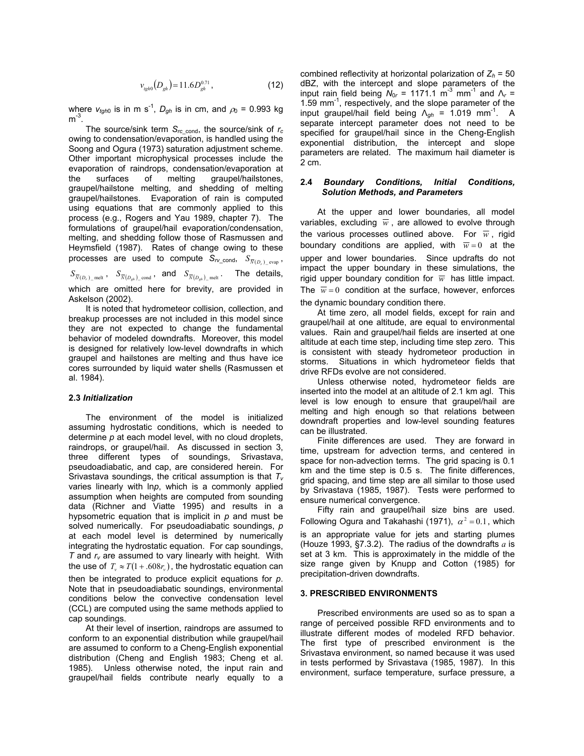$$v_{tgh0}\left(D_{gh}\right)=11.6D_{gh}^{0.71}, \tag{12}$$

where $v_{tgh0}$ is in m s$^{-1}$, $D_{gh}$ is in cm, and $\rho_0$ = 0.993 kg m$^{-3}$.

The source/sink term $S_{rc\_\text{cond}}$, the source/sink of $r_c$ owing to condensation/evaporation, is handled using the Soong and Ogura (1973) saturation adjustment scheme. Other important microphysical processes include the evaporation of raindrops, condensation/evaporation at the surfaces of melting graupel/hailstones, graupel/hailstone melting, and shedding of melting graupel/hailstones. Evaporation of rain is computed using equations that are commonly applied to this process (e.g., Rogers and Yau 1989, chapter 7). The formulations of graupel/hail evaporation/condensation, melting, and shedding follow those of Rasmussen and Heymsfield (1987). Rates of change owing to these processes are used to compute $S_{rv\_\text{cond}}$, $S_{\overline{N}(D_r)\_\text{evap}}$, $S_{\overline{N}(D_r)\_\text{melt}}$, $S_{\overline{N}(D_{gh})\_\text{cond}}$, and $S_{\overline{N}(D_{gh})\_\text{melt}}$. The details, which are omitted here for brevity, are provided in Askelson (2002).

It is noted that hydrometeor collision, collection, and breakup processes are not included in this model since they are not expected to change the fundamental behavior of modeled downdrafts. Moreover, this model is designed for relatively low-level downdrafts in which graupel and hailstones are melting and thus have ice cores surrounded by liquid water shells (Rasmussen et al. 1984).

### 2.3 *Initialization*

The environment of the model is initialized assuming hydrostatic conditions, which is needed to determine *p* at each model level, with no cloud droplets, raindrops, or graupel/hail. As discussed in section 3, three different types of soundings, Srivastava, pseudoadiabatic, and cap, are considered herein. For Srivastava soundings, the critical assumption is that $T_v$ varies linearly with ln*p*, which is a commonly applied assumption when heights are computed from sounding data (Richner and Viatte 1995) and results in a hypsometric equation that is implicit in *p* and must be solved numerically. For pseudoadiabatic soundings, *p* at each model level is determined by numerically integrating the hydrostatic equation. For cap soundings, *T* and $r_v$ are assumed to vary linearly with height. With the use of $T_v \approx T(1+.608r_v)$, the hydrostatic equation can then be integrated to produce explicit equations for *p*. Note that in pseudoadiabatic soundings, environmental conditions below the convective condensation level (CCL) are computed using the same methods applied to cap soundings.

At their level of insertion, raindrops are assumed to conform to an exponential distribution while graupel/hail are assumed to conform to a Cheng-English exponential distribution (Cheng and English 1983; Cheng et al. 1985). Unless otherwise noted, the input rain and graupel/hail fields contribute nearly equally to a combined reflectivity at horizontal polarization of $Z_h$ = 50 dBZ, with the intercept and slope parameters of the input rain field being $N_{0r}$ = 1171.1 m$^{-3}$ mm$^{-1}$ and $\Lambda_r$ = 1.59 mm$^{-1}$, respectively, and the slope parameter of the input graupel/hail field being $\Lambda_{gh}$ = 1.019 mm$^{-1}$. A separate intercept parameter does not need to be specified for graupel/hail since in the Cheng-English exponential distribution, the intercept and slope parameters are related. The maximum hail diameter is 2 cm.

### 2.4 *Boundary Conditions, Initial Conditions, Solution Methods, and Parameters*

At the upper and lower boundaries, all model variables, excluding $\overline{w}$, are allowed to evolve through the various processes outlined above. For $\overline{w}$, rigid boundary conditions are applied, with $\overline{w}=0$ at the upper and lower boundaries. Since updrafts do not impact the upper boundary in these simulations, the rigid upper boundary condition for $\overline{w}$ has little impact. The $\overline{w}=0$ condition at the surface, however, enforces the dynamic boundary condition there.

At time zero, all model fields, except for rain and graupel/hail at one altitude, are equal to environmental values. Rain and graupel/hail fields are inserted at one altitude at each time step, including time step zero. This is consistent with steady hydrometeor production in storms. Situations in which hydrometeor fields that drive RFDs evolve are not considered.

Unless otherwise noted, hydrometeor fields are inserted into the model at an altitude of 2.1 km agl. This level is low enough to ensure that graupel/hail are melting and high enough so that relations between downdraft properties and low-level sounding features can be illustrated.

Finite differences are used. They are forward in time, upstream for advection terms, and centered in space for non-advection terms. The grid spacing is 0.1 km and the time step is 0.5 s. The finite differences, grid spacing, and time step are all similar to those used by Srivastava (1985, 1987). Tests were performed to ensure numerical convergence.

Fifty rain and graupel/hail size bins are used. Following Ogura and Takahashi (1971), $\alpha^2=0.1$, which is an appropriate value for jets and starting plumes (Houze 1993, §7.3.2). The radius of the downdrafts $a$ is set at 3 km. This is approximately in the middle of the size range given by Knupp and Cotton (1985) for precipitation-driven downdrafts.

## 3. PRESCRIBED ENVIRONMENTS

Prescribed environments are used so as to span a range of perceived possible RFD environments and to illustrate different modes of modeled RFD behavior. The first type of prescribed environment is the Srivastava environment, so named because it was used in tests performed by Srivastava (1985, 1987). In this environment, surface temperature, surface pressure, a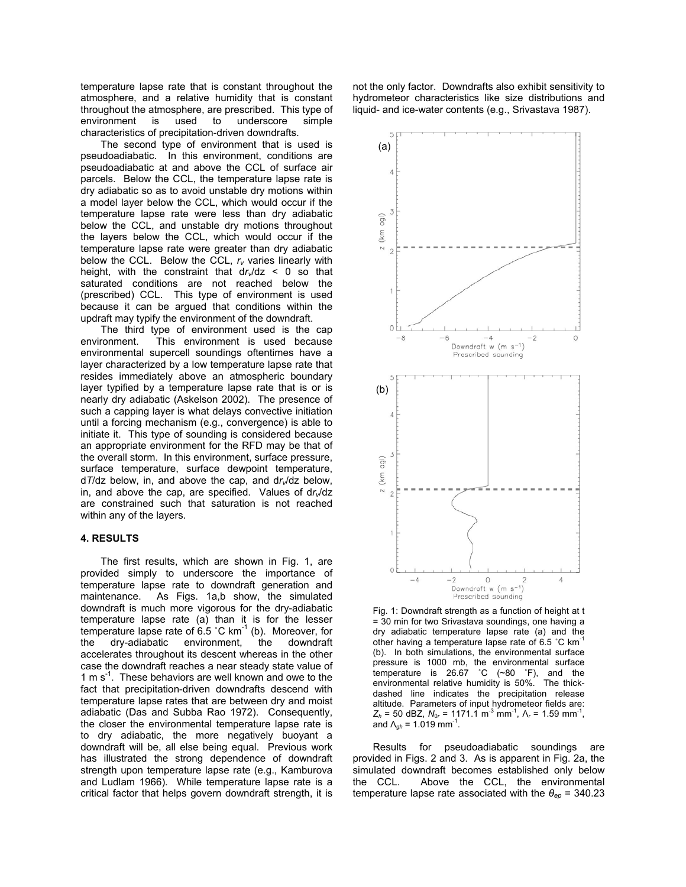temperature lapse rate that is constant throughout the atmosphere, and a relative humidity that is constant throughout the atmosphere, are prescribed. This type of environment is used to underscore simple characteristics of precipitation-driven downdrafts.

The second type of environment that is used is pseudoadiabatic. In this environment, conditions are pseudoadiabatic at and above the CCL of surface air parcels. Below the CCL, the temperature lapse rate is dry adiabatic so as to avoid unstable dry motions within a model layer below the CCL, which would occur if the temperature lapse rate were less than dry adiabatic below the CCL, and unstable dry motions throughout the layers below the CCL, which would occur if the temperature lapse rate were greater than dry adiabatic below the CCL. Below the CCL, $r_v$ varies linearly with height, with the constraint that $dr_v/dz < 0$ so that saturated conditions are not reached below the (prescribed) CCL. This type of environment is used because it can be argued that conditions within the updraft may typify the environment of the downdraft.

The third type of environment used is the cap environment. This environment is used because environmental supercell soundings oftentimes have a layer characterized by a low temperature lapse rate that resides immediately above an atmospheric boundary layer typified by a temperature lapse rate that is or is nearly dry adiabatic (Askelson 2002). The presence of such a capping layer is what delays convective initiation until a forcing mechanism (e.g., convergence) is able to initiate it. This type of sounding is considered because an appropriate environment for the RFD may be that of the overall storm. In this environment, surface pressure, surface temperature, surface dewpoint temperature, $dT/dz$ below, in, and above the cap, and $dr_v/dz$ below, in, and above the cap, are specified. Values of $dr_v/dz$ are constrained such that saturation is not reached within any of the layers.

## 4. RESULTS

The first results, which are shown in Fig. 1, are provided simply to underscore the importance of temperature lapse rate to downdraft generation and maintenance. As Figs. 1a,b show, the simulated downdraft is much more vigorous for the dry-adiabatic temperature lapse rate (a) than it is for the lesser temperature lapse rate of 6.5 ˚C km$^{-1}$ (b). Moreover, for the dry-adiabatic environment, the downdraft accelerates throughout its descent whereas in the other case the downdraft reaches a near steady state value of 1 m s$^{-1}$. These behaviors are well known and owe to the fact that precipitation-driven downdrafts descend with temperature lapse rates that are between dry and moist adiabatic (Das and Subba Rao 1972). Consequently, the closer the environmental temperature lapse rate is to dry adiabatic, the more negatively buoyant a downdraft will be, all else being equal. Previous work has illustrated the strong dependence of downdraft strength upon temperature lapse rate (e.g., Kamburova and Ludlam 1966). While temperature lapse rate is a critical factor that helps govern downdraft strength, it is not the only factor. Downdrafts also exhibit sensitivity to hydrometeor characteristics like size distributions and liquid- and ice-water contents (e.g., Srivastava 1987).

Fig. 1: Downdraft strength as a function of height at t = 30 min for two Srivastava soundings, one having a dry adiabatic temperature lapse rate (a) and the other having a temperature lapse rate of 6.5 ˚C km$^{-1}$ (b). In both simulations, the environmental surface pressure is 1000 mb, the environmental surface temperature is 26.67 ˚C (~80 ˚F), and the environmental relative humidity is 50%. The thick-dashed line indicates the precipitation release altitude. Parameters of input hydrometeor fields are: $Z_h$ = 50 dBZ, $N_{0r}$ = 1171.1 m$^{-3}$ mm$^{-1}$, $\Lambda_r$ = 1.59 mm$^{-1}$, and $\Lambda_{gh}$ = 1.019 mm$^{-1}$.

Results for pseudoadiabatic soundings are provided in Figs. 2 and 3. As is apparent in Fig. 2a, the simulated downdraft becomes established only below the CCL. Above the CCL, the environmental temperature lapse rate associated with the $\theta_{ep}$ = 340.23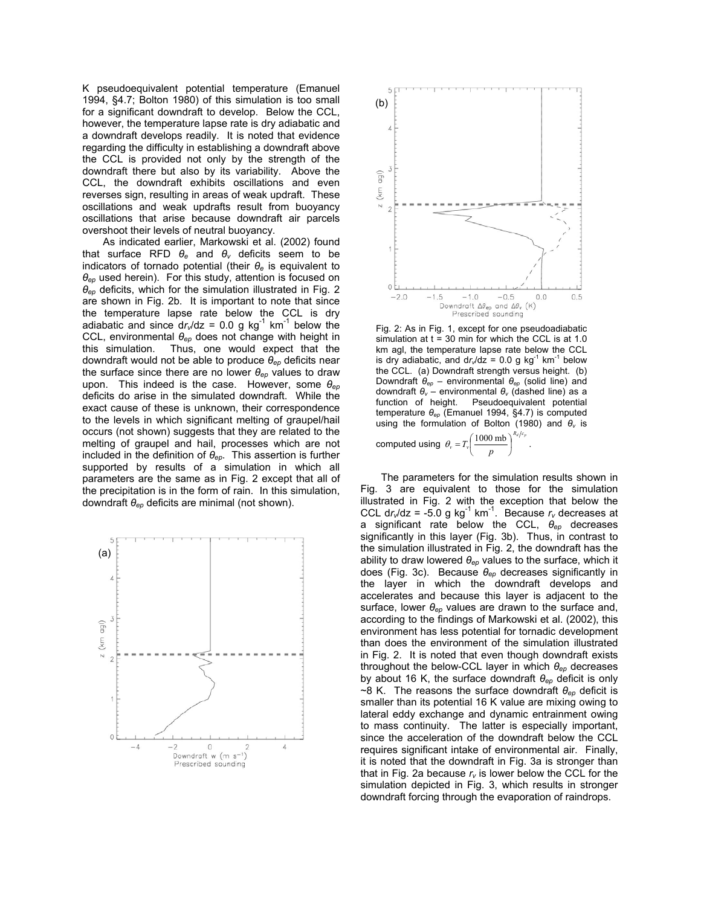K pseudoequivalent potential temperature (Emanuel 1994, §4.7; Bolton 1980) of this simulation is too small for a significant downdraft to develop. Below the CCL, however, the temperature lapse rate is dry adiabatic and a downdraft develops readily. It is noted that evidence regarding the difficulty in establishing a downdraft above the CCL is provided not only by the strength of the downdraft there but also by its variability. Above the CCL, the downdraft exhibits oscillations and even reverses sign, resulting in areas of weak updraft. These oscillations and weak updrafts result from buoyancy oscillations that arise because downdraft air parcels overshoot their levels of neutral buoyancy.

As indicated earlier, Markowski et al. (2002) found that surface RFD $\theta_e$ and $\theta_v$ deficits seem to be indicators of tornado potential (their $\theta_e$ is equivalent to $\theta_{ep}$ used herein). For this study, attention is focused on $\theta_{ep}$ deficits, which for the simulation illustrated in Fig. 2 are shown in Fig. 2b. It is important to note that since the temperature lapse rate below the CCL is dry adiabatic and since $dr_v/dz$ = 0.0 g kg$^{-1}$ km$^{-1}$ below the CCL, environmental $\theta_{ep}$ does not change with height in this simulation. Thus, one would expect that the downdraft would not be able to produce $\theta_{ep}$ deficits near the surface since there are no lower $\theta_{ep}$ values to draw upon. This indeed is the case. However, some $\theta_{ep}$ deficits do arise in the simulated downdraft. While the exact cause of these is unknown, their correspondence to the levels in which significant melting of graupel/hail occurs (not shown) suggests that they are related to the melting of graupel and hail, processes which are not included in the definition of $\theta_{ep}$. This assertion is further supported by results of a simulation in which all parameters are the same as in Fig. 2 except that all of the precipitation is in the form of rain. In this simulation, downdraft $\theta_{ep}$ deficits are minimal (not shown).

Fig. 2: As in Fig. 1, except for one pseudoadiabatic simulation at t = 30 min for which the CCL is at 1.0 km agl, the temperature lapse rate below the CCL is dry adiabatic, and $dr_v/dz$ = 0.0 g kg$^{-1}$ km$^{-1}$ below the CCL. (a) Downdraft strength versus height. (b) Downdraft $\theta_{ep}$ – environmental $\theta_{ep}$ (solid line) and downdraft $\theta_v$ – environmental $\theta_v$ (dashed line) as a function of height. Pseudoequivalent potential temperature $\theta_{ep}$ (Emanuel 1994, §4.7) is computed using the formulation of Bolton (1980) and $\theta_v$ is computed using $\theta_v = T_v\left(\frac{1000\text{ mb}}{p}\right)^{R_d/c_p}$.

The parameters for the simulation results shown in Fig. 3 are equivalent to those for the simulation illustrated in Fig. 2 with the exception that below the CCL $dr_v/dz$ = -5.0 g kg$^{-1}$ km$^{-1}$. Because $r_v$ decreases at a significant rate below the CCL, $\theta_{ep}$ decreases significantly in this layer (Fig. 3b). Thus, in contrast to the simulation illustrated in Fig. 2, the downdraft has the ability to draw lowered $\theta_{ep}$ values to the surface, which it does (Fig. 3c). Because $\theta_{ep}$ decreases significantly in the layer in which the downdraft develops and accelerates and because this layer is adjacent to the surface, lower $\theta_{ep}$ values are drawn to the surface and, according to the findings of Markowski et al. (2002), this environment has less potential for tornadic development than does the environment of the simulation illustrated in Fig. 2. It is noted that even though downdraft exists throughout the below-CCL layer in which $\theta_{ep}$ decreases by about 16 K, the surface downdraft $\theta_{ep}$ deficit is only ~8 K. The reasons the surface downdraft $\theta_{ep}$ deficit is smaller than its potential 16 K value are mixing owing to lateral eddy exchange and dynamic entrainment owing to mass continuity. The latter is especially important, since the acceleration of the downdraft below the CCL requires significant intake of environmental air. Finally, it is noted that the downdraft in Fig. 3a is stronger than that in Fig. 2a because $r_v$ is lower below the CCL for the simulation depicted in Fig. 3, which results in stronger downdraft forcing through the evaporation of raindrops.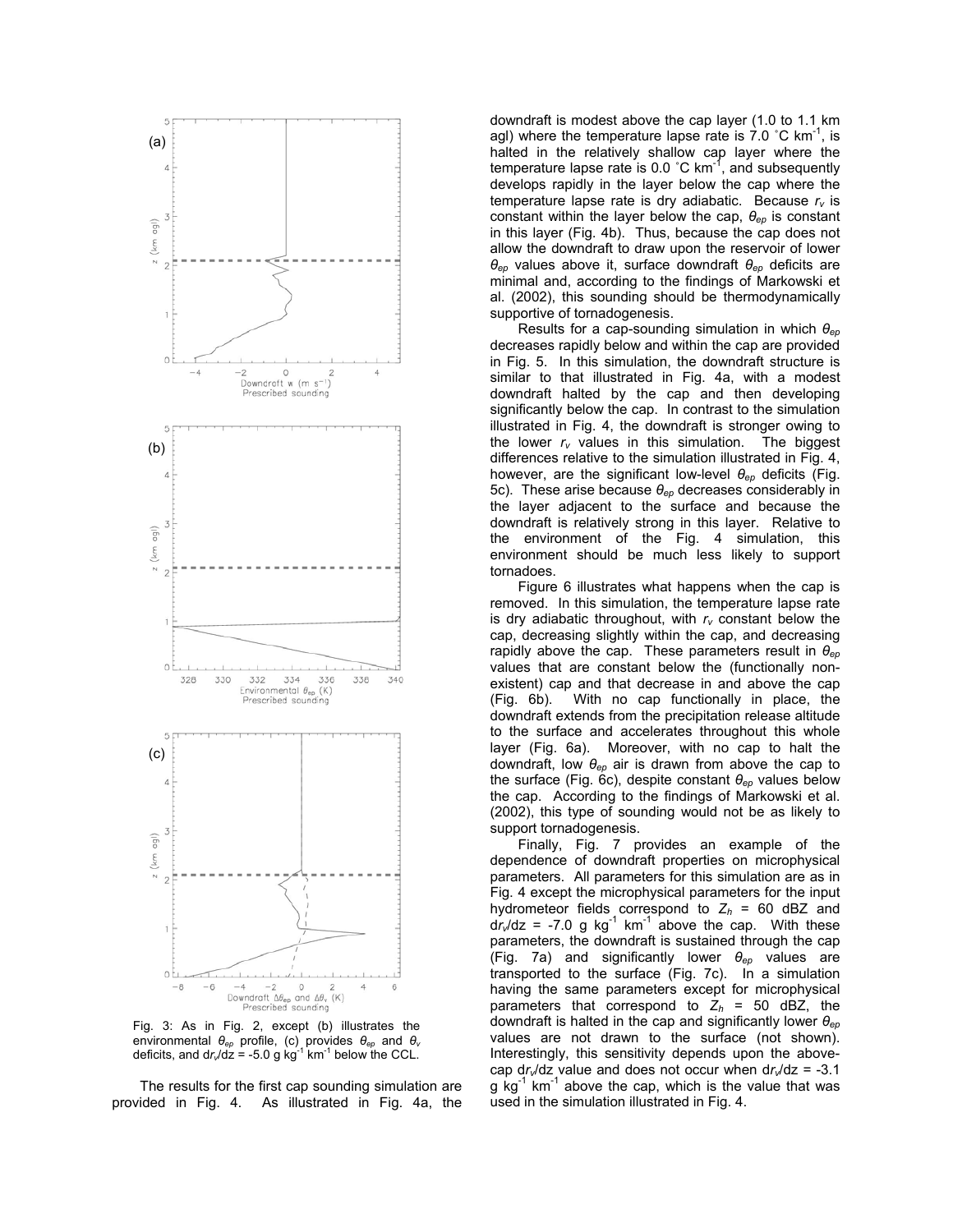Fig. 3: As in Fig. 2, except (b) illustrates the environmental $\theta_{ep}$ profile, (c) provides $\theta_{ep}$ and $\theta_v$ deficits, and $dr_v/dz$ = -5.0 g kg$^{-1}$ km$^{-1}$ below the CCL.

The results for the first cap sounding simulation are provided in Fig. 4. As illustrated in Fig. 4a, the downdraft is modest above the cap layer (1.0 to 1.1 km agl) where the temperature lapse rate is 7.0 ˚C km$^{-1}$, is halted in the relatively shallow cap layer where the temperature lapse rate is 0.0 ˚C km$^{-1}$, and subsequently develops rapidly in the layer below the cap where the temperature lapse rate is dry adiabatic. Because $r_v$ is constant within the layer below the cap, $\theta_{ep}$ is constant in this layer (Fig. 4b). Thus, because the cap does not allow the downdraft to draw upon the reservoir of lower $\theta_{ep}$ values above it, surface downdraft $\theta_{ep}$ deficits are minimal and, according to the findings of Markowski et al. (2002), this sounding should be thermodynamically supportive of tornadogenesis.

Results for a cap-sounding simulation in which $\theta_{ep}$ decreases rapidly below and within the cap are provided in Fig. 5. In this simulation, the downdraft structure is similar to that illustrated in Fig. 4a, with a modest downdraft halted by the cap and then developing significantly below the cap. In contrast to the simulation illustrated in Fig. 4, the downdraft is stronger owing to the lower $r_v$ values in this simulation. The biggest differences relative to the simulation illustrated in Fig. 4, however, are the significant low-level $\theta_{ep}$ deficits (Fig. 5c). These arise because $\theta_{ep}$ decreases considerably in the layer adjacent to the surface and because the downdraft is relatively strong in this layer. Relative to the environment of the Fig. 4 simulation, this environment should be much less likely to support tornadoes.

Figure 6 illustrates what happens when the cap is removed. In this simulation, the temperature lapse rate is dry adiabatic throughout, with $r_v$ constant below the cap, decreasing slightly within the cap, and decreasing rapidly above the cap. These parameters result in $\theta_{ep}$ values that are constant below the (functionally non-existent) cap and that decrease in and above the cap (Fig. 6b). With no cap functionally in place, the downdraft extends from the precipitation release altitude to the surface and accelerates throughout this whole layer (Fig. 6a). Moreover, with no cap to halt the downdraft, low $\theta_{ep}$ air is drawn from above the cap to the surface (Fig. 6c), despite constant $\theta_{ep}$ values below the cap. According to the findings of Markowski et al. (2002), this type of sounding would not be as likely to support tornadogenesis.

Finally, Fig. 7 provides an example of the dependence of downdraft properties on microphysical parameters. All parameters for this simulation are as in Fig. 4 except the microphysical parameters for the input hydrometeor fields correspond to $Z_h$ = 60 dBZ and $dr_v/dz$ = -7.0 g kg$^{-1}$ km$^{-1}$ above the cap. With these parameters, the downdraft is sustained through the cap (Fig. 7a) and significantly lower $\theta_{ep}$ values are transported to the surface (Fig. 7c). In a simulation having the same parameters except for microphysical parameters that correspond to $Z_h$ = 50 dBZ, the downdraft is halted in the cap and significantly lower $\theta_{ep}$ values are not drawn to the surface (not shown). Interestingly, this sensitivity depends upon the above-cap $dr_v/dz$ value and does not occur when $dr_v/dz$ = -3.1 g kg$^{-1}$ km$^{-1}$ above the cap, which is the value that was used in the simulation illustrated in Fig. 4.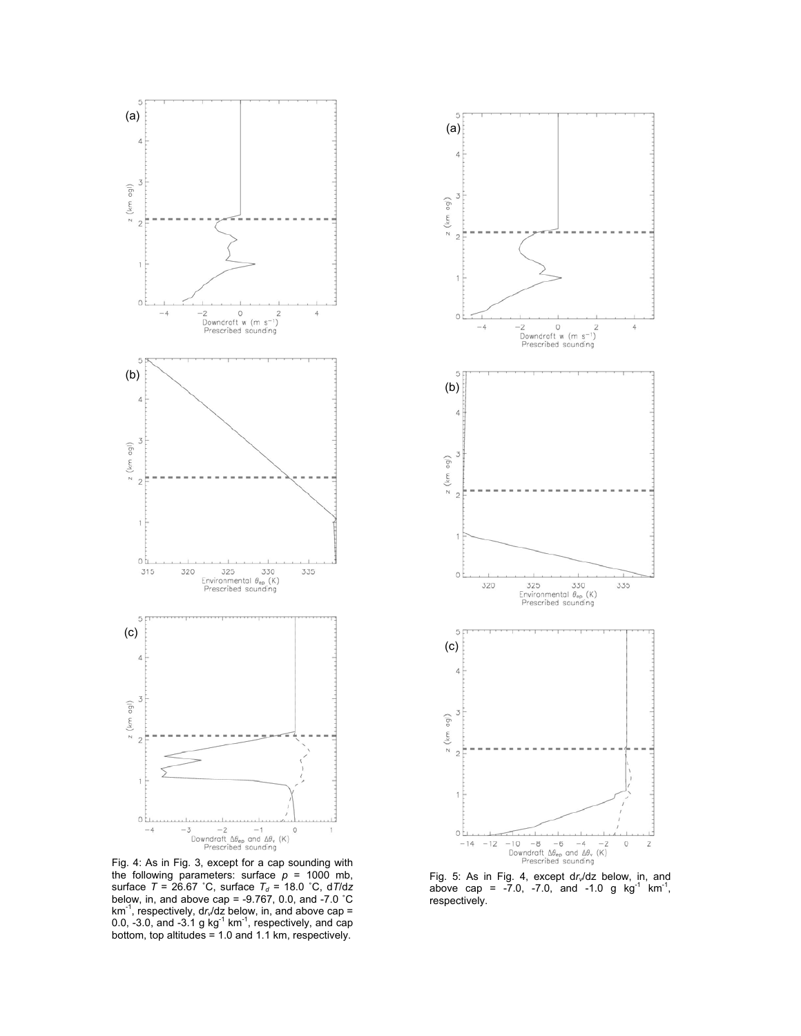Fig. 4: As in Fig. 3, except for a cap sounding with the following parameters: surface $p$ = 1000 mb, surface $T$ = 26.67 ˚C, surface $T_d$ = 18.0 ˚C, d$T$/dz below, in, and above cap = -9.767, 0.0, and -7.0 ˚C km$^{-1}$, respectively, d$r_v$/dz below, in, and above cap = 0.0, -3.0, and -3.1 g kg$^{-1}$ km$^{-1}$, respectively, and cap bottom, top altitudes = 1.0 and 1.1 km, respectively.

Fig. 5: As in Fig. 4, except d$r_v$/dz below, in, and above cap = -7.0, -7.0, and -1.0 g kg$^{-1}$ km$^{-1}$, respectively.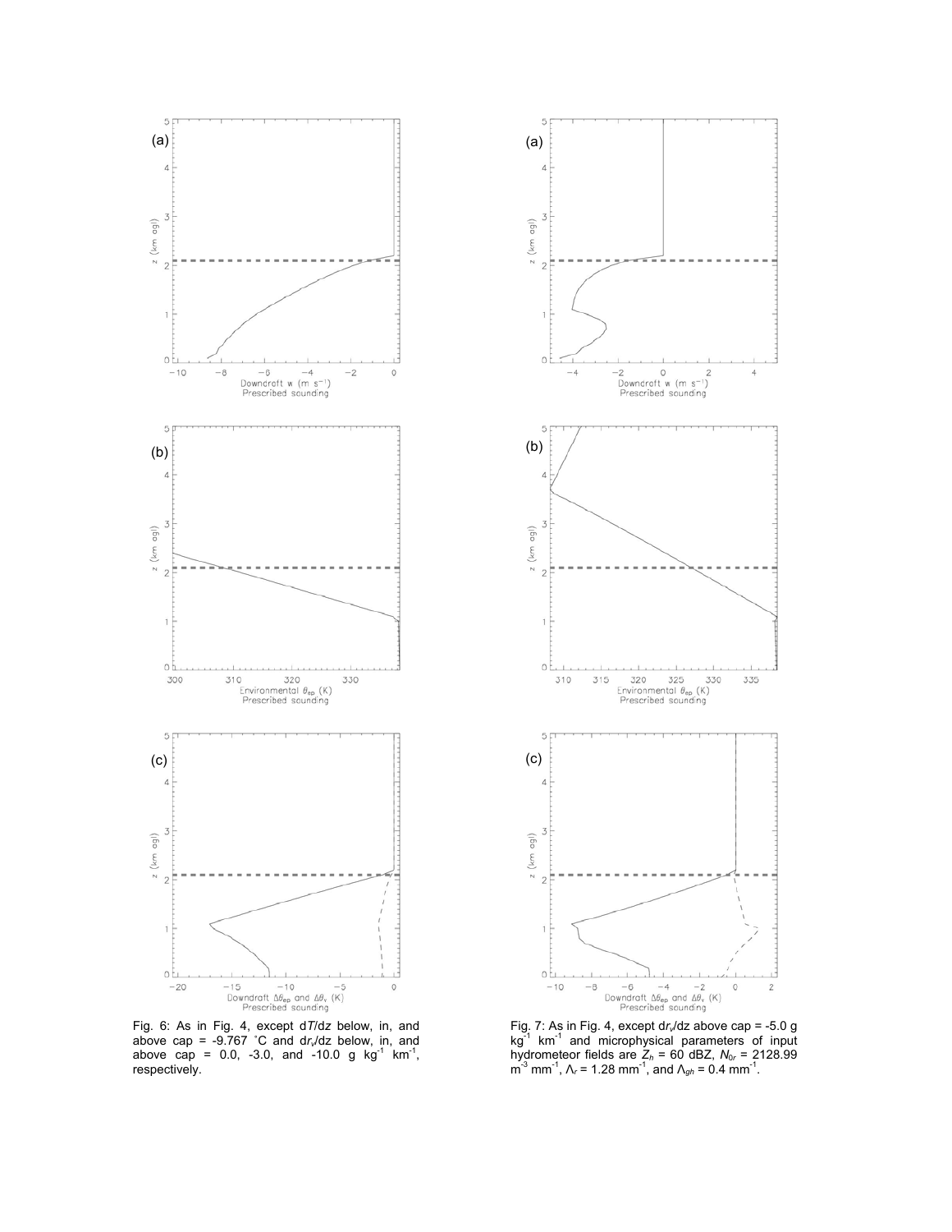Fig. 6: As in Fig. 4, except d$T$/dz below, in, and above cap = -9.767 ˚C and d$r_v$/dz below, in, and above cap = 0.0, -3.0, and -10.0 g kg$^{-1}$ km$^{-1}$, respectively.

Fig. 7: As in Fig. 4, except d$r_v$/dz above cap = -5.0 g kg$^{-1}$ km$^{-1}$ and microphysical parameters of input hydrometeor fields are $Z_h$ = 60 dBZ, $N_{0r}$ = 2128.99 m$^{-3}$ mm$^{-1}$, $\Lambda_r$ = 1.28 mm$^{-1}$, and $\Lambda_{gh}$ = 0.4 mm$^{-1}$.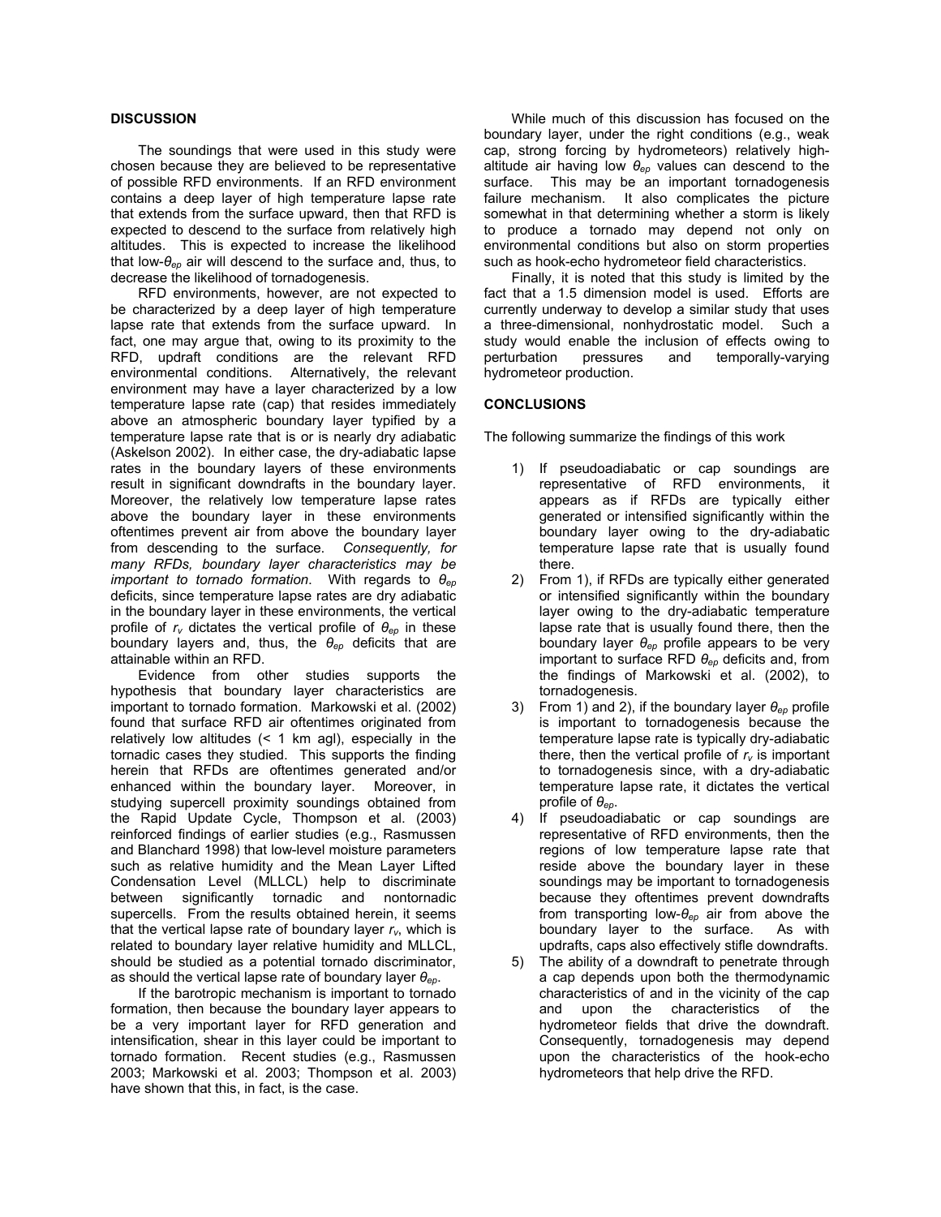## DISCUSSION

The soundings that were used in this study were chosen because they are believed to be representative of possible RFD environments. If an RFD environment contains a deep layer of high temperature lapse rate that extends from the surface upward, then that RFD is expected to descend to the surface from relatively high altitudes. This is expected to increase the likelihood that low-$\theta_{ep}$ air will descend to the surface and, thus, to decrease the likelihood of tornadogenesis.

RFD environments, however, are not expected to be characterized by a deep layer of high temperature lapse rate that extends from the surface upward. In fact, one may argue that, owing to its proximity to the RFD, updraft conditions are the relevant RFD environmental conditions. Alternatively, the relevant environment may have a layer characterized by a low temperature lapse rate (cap) that resides immediately above an atmospheric boundary layer typified by a temperature lapse rate that is or is nearly dry adiabatic (Askelson 2002). In either case, the dry-adiabatic lapse rates in the boundary layers of these environments result in significant downdrafts in the boundary layer. Moreover, the relatively low temperature lapse rates above the boundary layer in these environments oftentimes prevent air from above the boundary layer from descending to the surface. *Consequently, for many RFDs, boundary layer characteristics may be important to tornado formation.* With regards to $\theta_{ep}$ deficits, since temperature lapse rates are dry adiabatic in the boundary layer in these environments, the vertical profile of $r_v$ dictates the vertical profile of $\theta_{ep}$ in these boundary layers and, thus, the $\theta_{ep}$ deficits that are attainable within an RFD.

Evidence from other studies supports the hypothesis that boundary layer characteristics are important to tornado formation. Markowski et al. (2002) found that surface RFD air oftentimes originated from relatively low altitudes (< 1 km agl), especially in the tornadic cases they studied. This supports the finding herein that RFDs are oftentimes generated and/or enhanced within the boundary layer. Moreover, in studying supercell proximity soundings obtained from the Rapid Update Cycle, Thompson et al. (2003) reinforced findings of earlier studies (e.g., Rasmussen and Blanchard 1998) that low-level moisture parameters such as relative humidity and the Mean Layer Lifted Condensation Level (MLLCL) help to discriminate between significantly tornadic and nontornadic supercells. From the results obtained herein, it seems that the vertical lapse rate of boundary layer $r_v$, which is related to boundary layer relative humidity and MLLCL, should be studied as a potential tornado discriminator, as should the vertical lapse rate of boundary layer $\theta_{ep}$.

If the barotropic mechanism is important to tornado formation, then because the boundary layer appears to be a very important layer for RFD generation and intensification, shear in this layer could be important to tornado formation. Recent studies (e.g., Rasmussen 2003; Markowski et al. 2003; Thompson et al. 2003) have shown that this, in fact, is the case.

While much of this discussion has focused on the boundary layer, under the right conditions (e.g., weak cap, strong forcing by hydrometeors) relatively high-altitude air having low $\theta_{ep}$ values can descend to the surface. This may be an important tornadogenesis failure mechanism. It also complicates the picture somewhat in that determining whether a storm is likely to produce a tornado may depend not only on environmental conditions but also on storm properties such as hook-echo hydrometeor field characteristics.

Finally, it is noted that this study is limited by the fact that a 1.5 dimension model is used. Efforts are currently underway to develop a similar study that uses a three-dimensional, nonhydrostatic model. Such a study would enable the inclusion of effects owing to perturbation pressures and temporally-varying hydrometeor production.

## CONCLUSIONS

The following summarize the findings of this work

1) If pseudoadiabatic or cap soundings are representative of RFD environments, it appears as if RFDs are typically either generated or intensified significantly within the boundary layer owing to the dry-adiabatic temperature lapse rate that is usually found there.
2) From 1), if RFDs are typically either generated or intensified significantly within the boundary layer owing to the dry-adiabatic temperature lapse rate that is usually found there, then the boundary layer $\theta_{ep}$ profile appears to be very important to surface RFD $\theta_{ep}$ deficits and, from the findings of Markowski et al. (2002), to tornadogenesis.
3) From 1) and 2), if the boundary layer $\theta_{ep}$ profile is important to tornadogenesis because the temperature lapse rate is typically dry-adiabatic there, then the vertical profile of $r_v$ is important to tornadogenesis since, with a dry-adiabatic temperature lapse rate, it dictates the vertical profile of $\theta_{ep}$.
4) If pseudoadiabatic or cap soundings are representative of RFD environments, then the regions of low temperature lapse rate that reside above the boundary layer in these soundings may be important to tornadogenesis because they oftentimes prevent downdrafts from transporting low-$\theta_{ep}$ air from above the boundary layer to the surface. As with updrafts, caps also effectively stifle downdrafts.
5) The ability of a downdraft to penetrate through a cap depends upon both the thermodynamic characteristics of and in the vicinity of the cap and upon the characteristics of the hydrometeor fields that drive the downdraft. Consequently, tornadogenesis may depend upon the characteristics of the hook-echo hydrometeors that help drive the RFD.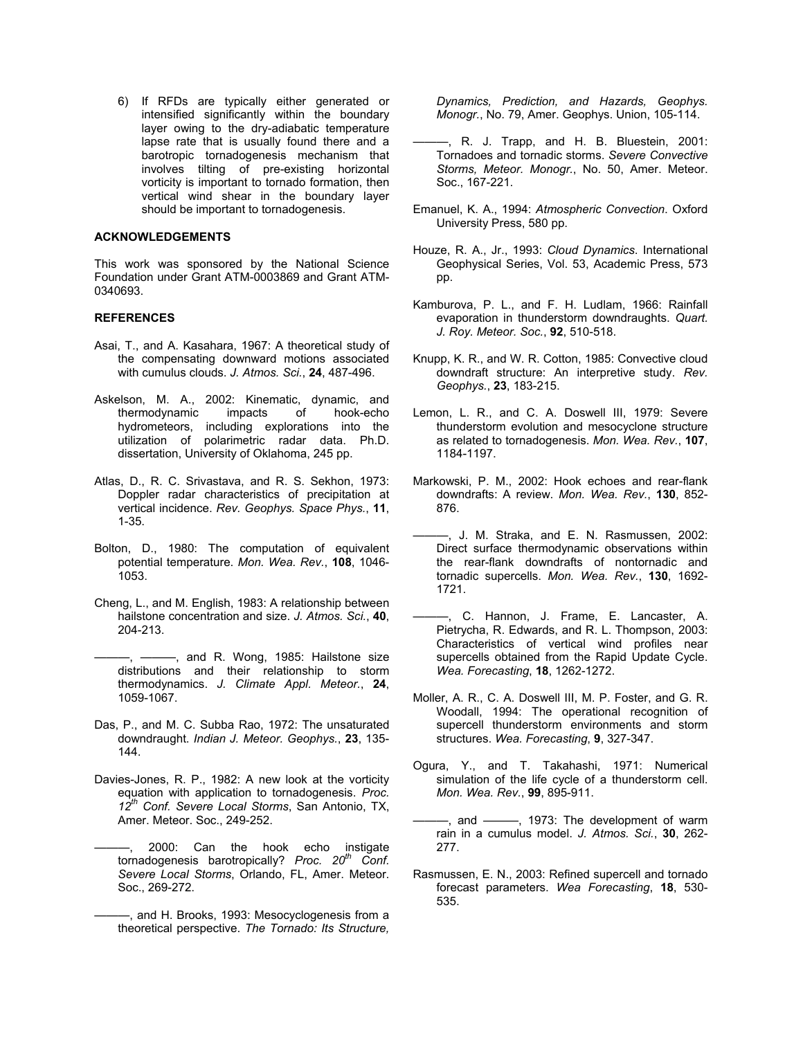6) If RFDs are typically either generated or intensified significantly within the boundary layer owing to the dry-adiabatic temperature lapse rate that is usually found there and a barotropic tornadogenesis mechanism that involves tilting of pre-existing horizontal vorticity is important to tornado formation, then vertical wind shear in the boundary layer should be important to tornadogenesis.

## ACKNOWLEDGEMENTS

This work was sponsored by the National Science Foundation under Grant ATM-0003869 and Grant ATM-0340693.

## REFERENCES

Asai, T., and A. Kasahara, 1967: A theoretical study of the compensating downward motions associated with cumulus clouds. *J. Atmos. Sci.*, **24**, 487-496.

Askelson, M. A., 2002: Kinematic, dynamic, and thermodynamic impacts of hook-echo hydrometeors, including explorations into the utilization of polarimetric radar data. Ph.D. dissertation, University of Oklahoma, 245 pp.

Atlas, D., R. C. Srivastava, and R. S. Sekhon, 1973: Doppler radar characteristics of precipitation at vertical incidence. *Rev. Geophys. Space Phys.*, **11**, 1-35.

Bolton, D., 1980: The computation of equivalent potential temperature. *Mon. Wea. Rev.*, **108**, 1046-1053.

Cheng, L., and M. English, 1983: A relationship between hailstone concentration and size. *J. Atmos. Sci.*, **40**, 204-213.

———, ———, and R. Wong, 1985: Hailstone size distributions and their relationship to storm thermodynamics. *J. Climate Appl. Meteor.*, **24**, 1059-1067.

Das, P., and M. C. Subba Rao, 1972: The unsaturated downdraught. *Indian J. Meteor. Geophys.*, **23**, 135-144.

Davies-Jones, R. P., 1982: A new look at the vorticity equation with application to tornadogenesis. *Proc. 12th Conf. Severe Local Storms*, San Antonio, TX, Amer. Meteor. Soc., 249-252.

———, 2000: Can the hook echo instigate tornadogenesis barotropically? *Proc. 20th Conf. Severe Local Storms*, Orlando, FL, Amer. Meteor. Soc., 269-272.

———, and H. Brooks, 1993: Mesocyclogenesis from a theoretical perspective. *The Tornado: Its Structure, Dynamics, Prediction, and Hazards, Geophys. Monogr.*, No. 79, Amer. Geophys. Union, 105-114.

———, R. J. Trapp, and H. B. Bluestein, 2001: Tornadoes and tornadic storms. *Severe Convective Storms, Meteor. Monogr.*, No. 50, Amer. Meteor. Soc., 167-221.

Emanuel, K. A., 1994: *Atmospheric Convection*. Oxford University Press, 580 pp.

Houze, R. A., Jr., 1993: *Cloud Dynamics*. International Geophysical Series, Vol. 53, Academic Press, 573 pp.

Kamburova, P. L., and F. H. Ludlam, 1966: Rainfall evaporation in thunderstorm downdraughts. *Quart. J. Roy. Meteor. Soc.*, **92**, 510-518.

Knupp, K. R., and W. R. Cotton, 1985: Convective cloud downdraft structure: An interpretive study. *Rev. Geophys.*, **23**, 183-215.

Lemon, L. R., and C. A. Doswell III, 1979: Severe thunderstorm evolution and mesocyclone structure as related to tornadogenesis. *Mon. Wea. Rev.*, **107**, 1184-1197.

Markowski, P. M., 2002: Hook echoes and rear-flank downdrafts: A review. *Mon. Wea. Rev.*, **130**, 852-876.

———, J. M. Straka, and E. N. Rasmussen, 2002: Direct surface thermodynamic observations within the rear-flank downdrafts of nontornadic and tornadic supercells. *Mon. Wea. Rev.*, **130**, 1692-1721.

———, C. Hannon, J. Frame, E. Lancaster, A. Pietrycha, R. Edwards, and R. L. Thompson, 2003: Characteristics of vertical wind profiles near supercells obtained from the Rapid Update Cycle. *Wea. Forecasting*, **18**, 1262-1272.

Moller, A. R., C. A. Doswell III, M. P. Foster, and G. R. Woodall, 1994: The operational recognition of supercell thunderstorm environments and storm structures. *Wea. Forecasting*, **9**, 327-347.

Ogura, Y., and T. Takahashi, 1971: Numerical simulation of the life cycle of a thunderstorm cell. *Mon. Wea. Rev.*, **99**, 895-911.

———, and ———, 1973: The development of warm rain in a cumulus model. *J. Atmos. Sci.*, **30**, 262-277.

Rasmussen, E. N., 2003: Refined supercell and tornado forecast parameters. *Wea Forecasting*, **18**, 530-535.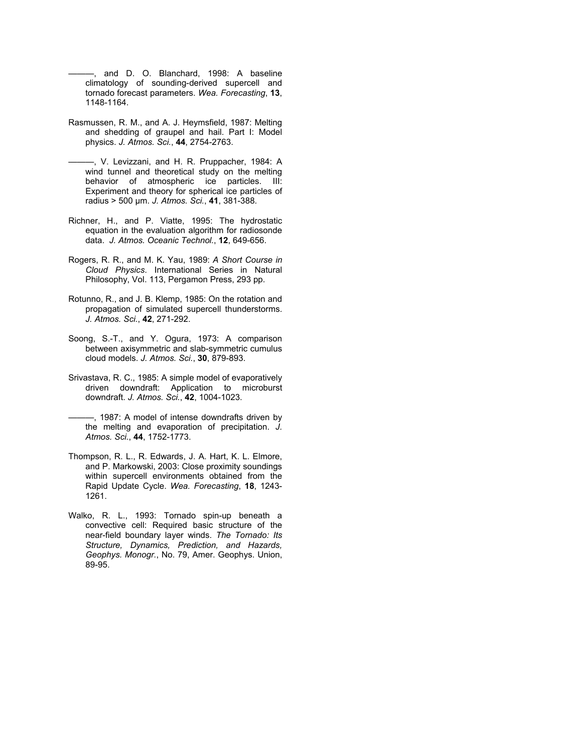———, and D. O. Blanchard, 1998: A baseline climatology of sounding-derived supercell and tornado forecast parameters. *Wea. Forecasting*, **13**, 1148-1164.

Rasmussen, R. M., and A. J. Heymsfield, 1987: Melting and shedding of graupel and hail. Part I: Model physics. *J. Atmos. Sci.*, **44**, 2754-2763.

———, V. Levizzani, and H. R. Pruppacher, 1984: A wind tunnel and theoretical study on the melting behavior of atmospheric ice particles. III: Experiment and theory for spherical ice particles of radius > 500 μm. *J. Atmos. Sci.*, **41**, 381-388.

Richner, H., and P. Viatte, 1995: The hydrostatic equation in the evaluation algorithm for radiosonde data. *J. Atmos. Oceanic Technol.*, **12**, 649-656.

Rogers, R. R., and M. K. Yau, 1989: *A Short Course in Cloud Physics*. International Series in Natural Philosophy, Vol. 113, Pergamon Press, 293 pp.

Rotunno, R., and J. B. Klemp, 1985: On the rotation and propagation of simulated supercell thunderstorms. *J. Atmos. Sci.*, **42**, 271-292.

Soong, S.-T., and Y. Ogura, 1973: A comparison between axisymmetric and slab-symmetric cumulus cloud models. *J. Atmos. Sci.*, **30**, 879-893.

Srivastava, R. C., 1985: A simple model of evaporatively driven downdraft: Application to microburst downdraft. *J. Atmos. Sci.*, **42**, 1004-1023.

———, 1987: A model of intense downdrafts driven by the melting and evaporation of precipitation. *J. Atmos. Sci.*, **44**, 1752-1773.

Thompson, R. L., R. Edwards, J. A. Hart, K. L. Elmore, and P. Markowski, 2003: Close proximity soundings within supercell environments obtained from the Rapid Update Cycle. *Wea. Forecasting*, **18**, 1243-1261.

Walko, R. L., 1993: Tornado spin-up beneath a convective cell: Required basic structure of the near-field boundary layer winds. *The Tornado: Its Structure, Dynamics, Prediction, and Hazards, Geophys. Monogr.*, No. 79, Amer. Geophys. Union, 89-95.